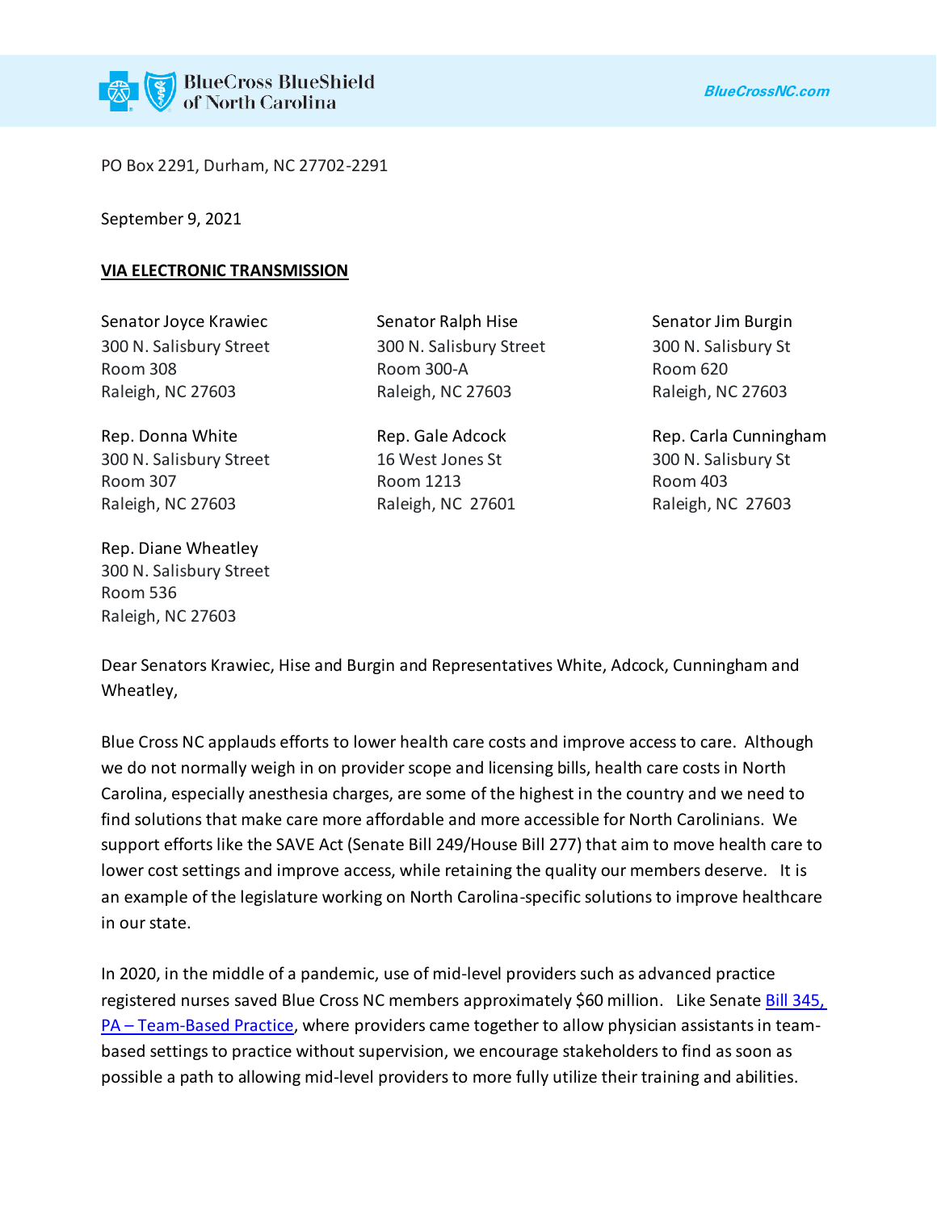BlueCross BlueShield of North Carolina

BlueCrossNC.com

PO Box 2291, Durham, NC 27702-2291

September 9, 2021

**VIA ELECTRONIC TRANSMISSION**

Senator Joyce Krawiec
300 N. Salisbury Street
Room 308
Raleigh, NC 27603

Senator Ralph Hise
300 N. Salisbury Street
Room 300-A
Raleigh, NC 27603

Senator Jim Burgin
300 N. Salisbury St
Room 620
Raleigh, NC 27603

Rep. Donna White
300 N. Salisbury Street
Room 307
Raleigh, NC 27603

Rep. Gale Adcock
16 West Jones St
Room 1213
Raleigh, NC 27601

Rep. Carla Cunningham
300 N. Salisbury St
Room 403
Raleigh, NC 27603

Rep. Diane Wheatley
300 N. Salisbury Street
Room 536
Raleigh, NC 27603

Dear Senators Krawiec, Hise and Burgin and Representatives White, Adcock, Cunningham and Wheatley,

Blue Cross NC applauds efforts to lower health care costs and improve access to care. Although we do not normally weigh in on provider scope and licensing bills, health care costs in North Carolina, especially anesthesia charges, are some of the highest in the country and we need to find solutions that make care more affordable and more accessible for North Carolinians. We support efforts like the SAVE Act (Senate Bill 249/House Bill 277) that aim to move health care to lower cost settings and improve access, while retaining the quality our members deserve. It is an example of the legislature working on North Carolina-specific solutions to improve healthcare in our state.

In 2020, in the middle of a pandemic, use of mid-level providers such as advanced practice registered nurses saved Blue Cross NC members approximately $60 million. Like Senate Bill 345, PA – Team-Based Practice, where providers came together to allow physician assistants in team-based settings to practice without supervision, we encourage stakeholders to find as soon as possible a path to allowing mid-level providers to more fully utilize their training and abilities.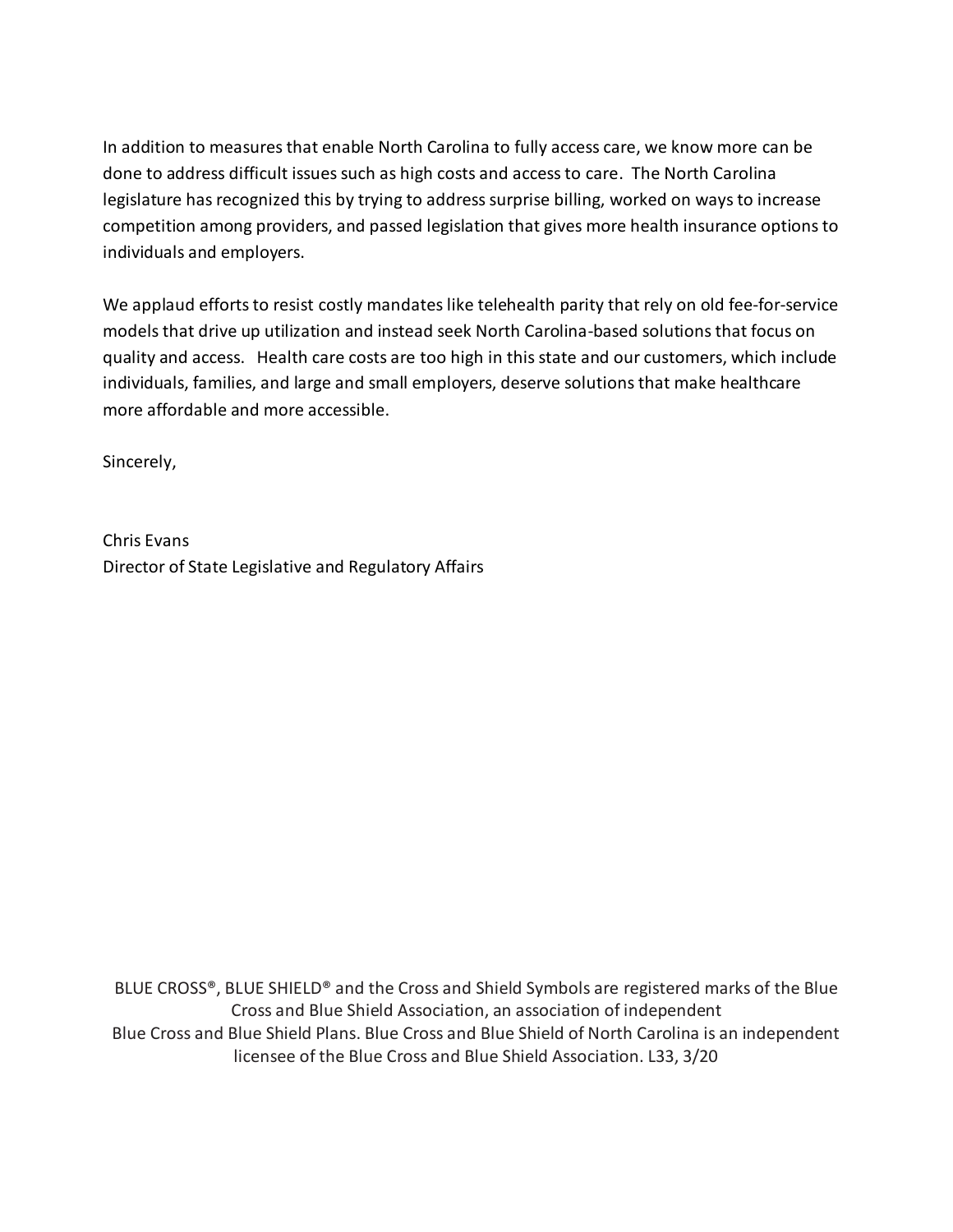In addition to measures that enable North Carolina to fully access care, we know more can be done to address difficult issues such as high costs and access to care. The North Carolina legislature has recognized this by trying to address surprise billing, worked on ways to increase competition among providers, and passed legislation that gives more health insurance options to individuals and employers.

We applaud efforts to resist costly mandates like telehealth parity that rely on old fee-for-service models that drive up utilization and instead seek North Carolina-based solutions that focus on quality and access. Health care costs are too high in this state and our customers, which include individuals, families, and large and small employers, deserve solutions that make healthcare more affordable and more accessible.

Sincerely,

Chris Evans
Director of State Legislative and Regulatory Affairs

BLUE CROSS®, BLUE SHIELD® and the Cross and Shield Symbols are registered marks of the Blue Cross and Blue Shield Association, an association of independent Blue Cross and Blue Shield Plans. Blue Cross and Blue Shield of North Carolina is an independent licensee of the Blue Cross and Blue Shield Association. L33, 3/20